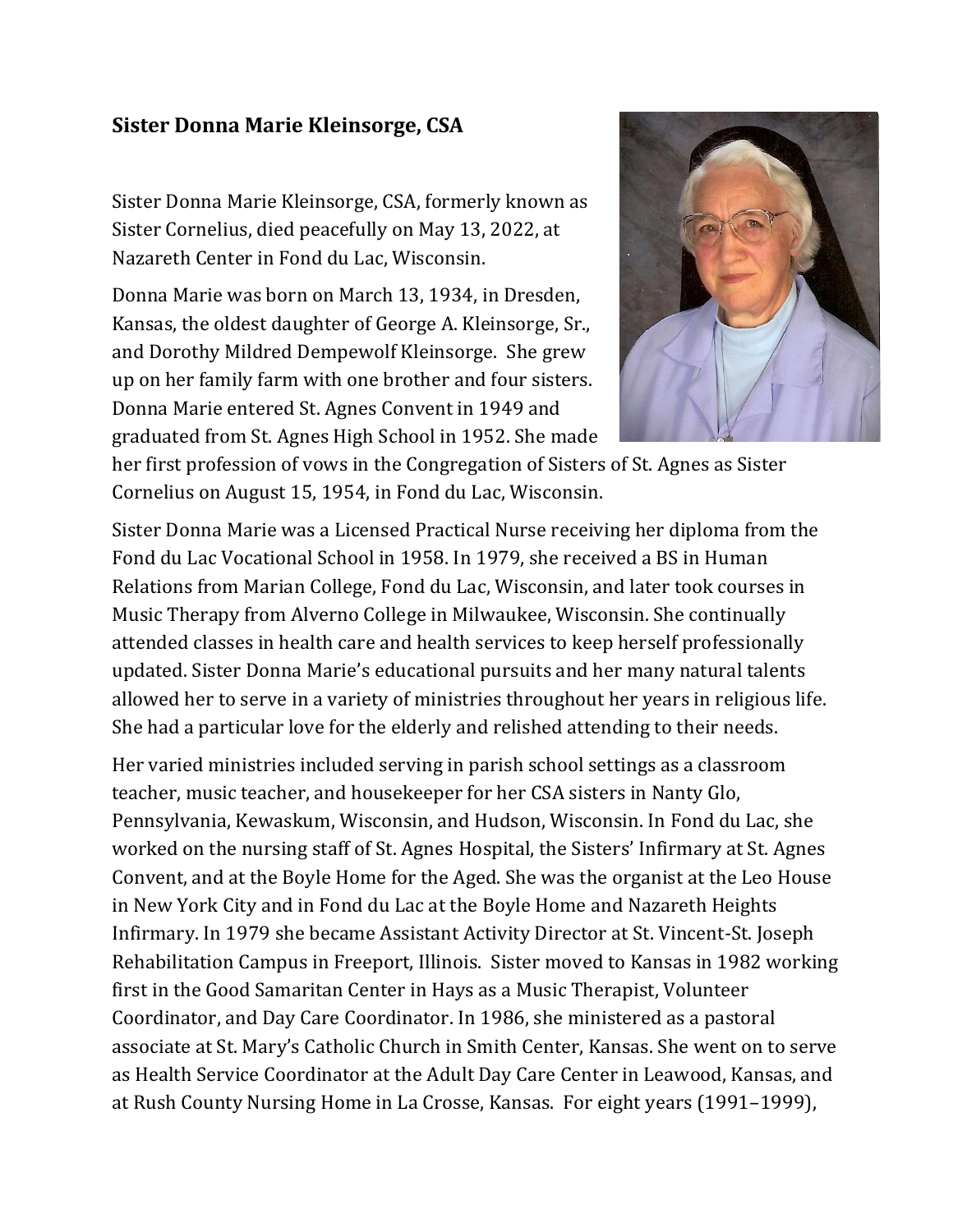## Sister Donna Marie Kleinsorge, CSA

Sister Donna Marie Kleinsorge, CSA, formerly known as Sister Cornelius, died peacefully on May 13, 2022, at Nazareth Center in Fond du Lac, Wisconsin.

Donna Marie was born on March 13, 1934, in Dresden, Kansas, the oldest daughter of George A. Kleinsorge, Sr., and Dorothy Mildred Dempewolf Kleinsorge. She grew up on her family farm with one brother and four sisters. Donna Marie entered St. Agnes Convent in 1949 and graduated from St. Agnes High School in 1952. She made her first profession of vows in the Congregation of Sisters of St. Agnes as Sister Cornelius on August 15, 1954, in Fond du Lac, Wisconsin.

Sister Donna Marie was a Licensed Practical Nurse receiving her diploma from the Fond du Lac Vocational School in 1958. In 1979, she received a BS in Human Relations from Marian College, Fond du Lac, Wisconsin, and later took courses in Music Therapy from Alverno College in Milwaukee, Wisconsin. She continually attended classes in health care and health services to keep herself professionally updated. Sister Donna Marie's educational pursuits and her many natural talents allowed her to serve in a variety of ministries throughout her years in religious life. She had a particular love for the elderly and relished attending to their needs.

Her varied ministries included serving in parish school settings as a classroom teacher, music teacher, and housekeeper for her CSA sisters in Nanty Glo, Pennsylvania, Kewaskum, Wisconsin, and Hudson, Wisconsin. In Fond du Lac, she worked on the nursing staff of St. Agnes Hospital, the Sisters' Infirmary at St. Agnes Convent, and at the Boyle Home for the Aged. She was the organist at the Leo House in New York City and in Fond du Lac at the Boyle Home and Nazareth Heights Infirmary. In 1979 she became Assistant Activity Director at St. Vincent-St. Joseph Rehabilitation Campus in Freeport, Illinois. Sister moved to Kansas in 1982 working first in the Good Samaritan Center in Hays as a Music Therapist, Volunteer Coordinator, and Day Care Coordinator. In 1986, she ministered as a pastoral associate at St. Mary's Catholic Church in Smith Center, Kansas. She went on to serve as Health Service Coordinator at the Adult Day Care Center in Leawood, Kansas, and at Rush County Nursing Home in La Crosse, Kansas. For eight years (1991–1999),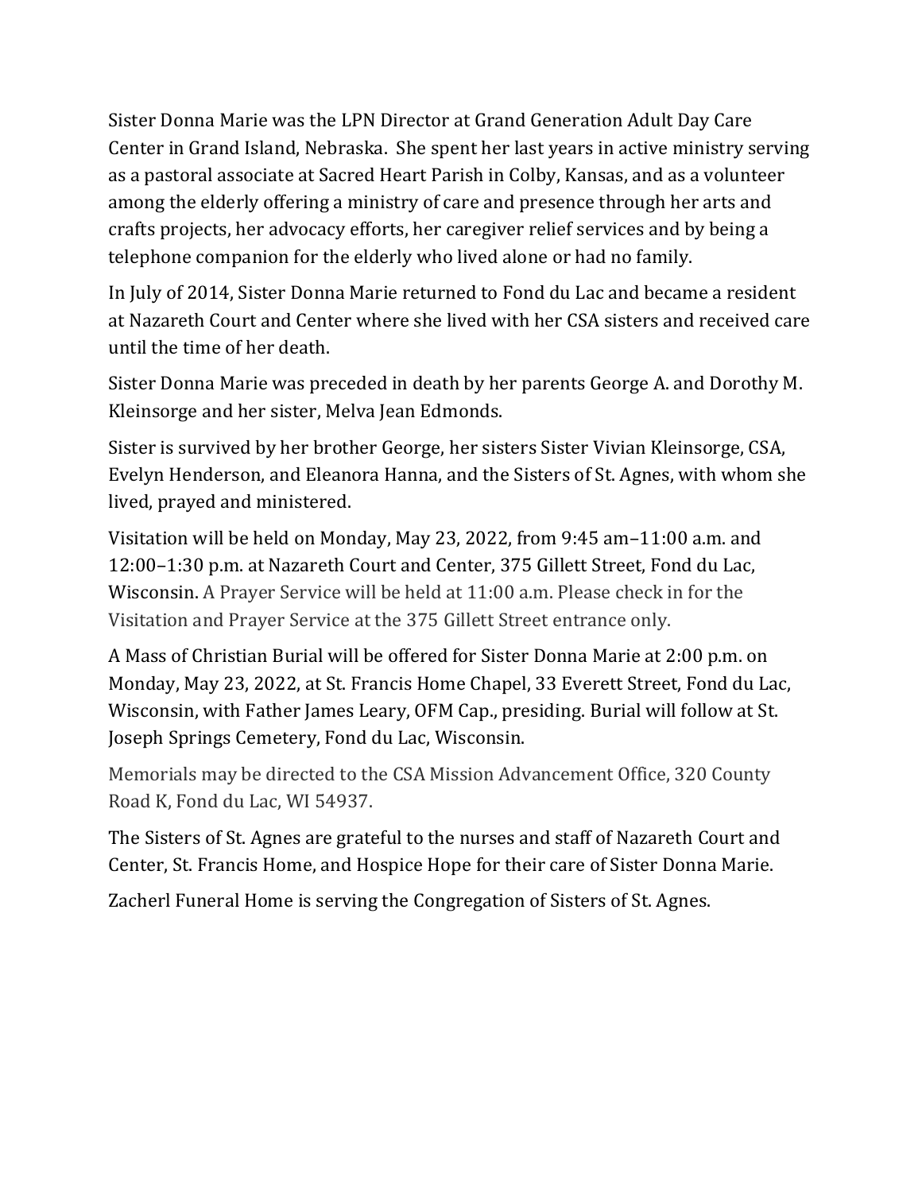Sister Donna Marie was the LPN Director at Grand Generation Adult Day Care Center in Grand Island, Nebraska. She spent her last years in active ministry serving as a pastoral associate at Sacred Heart Parish in Colby, Kansas, and as a volunteer among the elderly offering a ministry of care and presence through her arts and crafts projects, her advocacy efforts, her caregiver relief services and by being a telephone companion for the elderly who lived alone or had no family.

In July of 2014, Sister Donna Marie returned to Fond du Lac and became a resident at Nazareth Court and Center where she lived with her CSA sisters and received care until the time of her death.

Sister Donna Marie was preceded in death by her parents George A. and Dorothy M. Kleinsorge and her sister, Melva Jean Edmonds.

Sister is survived by her brother George, her sisters Sister Vivian Kleinsorge, CSA, Evelyn Henderson, and Eleanora Hanna, and the Sisters of St. Agnes, with whom she lived, prayed and ministered.

Visitation will be held on Monday, May 23, 2022, from 9:45 am–11:00 a.m. and 12:00–1:30 p.m. at Nazareth Court and Center, 375 Gillett Street, Fond du Lac, Wisconsin. A Prayer Service will be held at 11:00 a.m. Please check in for the Visitation and Prayer Service at the 375 Gillett Street entrance only.

A Mass of Christian Burial will be offered for Sister Donna Marie at 2:00 p.m. on Monday, May 23, 2022, at St. Francis Home Chapel, 33 Everett Street, Fond du Lac, Wisconsin, with Father James Leary, OFM Cap., presiding. Burial will follow at St. Joseph Springs Cemetery, Fond du Lac, Wisconsin.

Memorials may be directed to the CSA Mission Advancement Office, 320 County Road K, Fond du Lac, WI 54937.

The Sisters of St. Agnes are grateful to the nurses and staff of Nazareth Court and Center, St. Francis Home, and Hospice Hope for their care of Sister Donna Marie.

Zacherl Funeral Home is serving the Congregation of Sisters of St. Agnes.